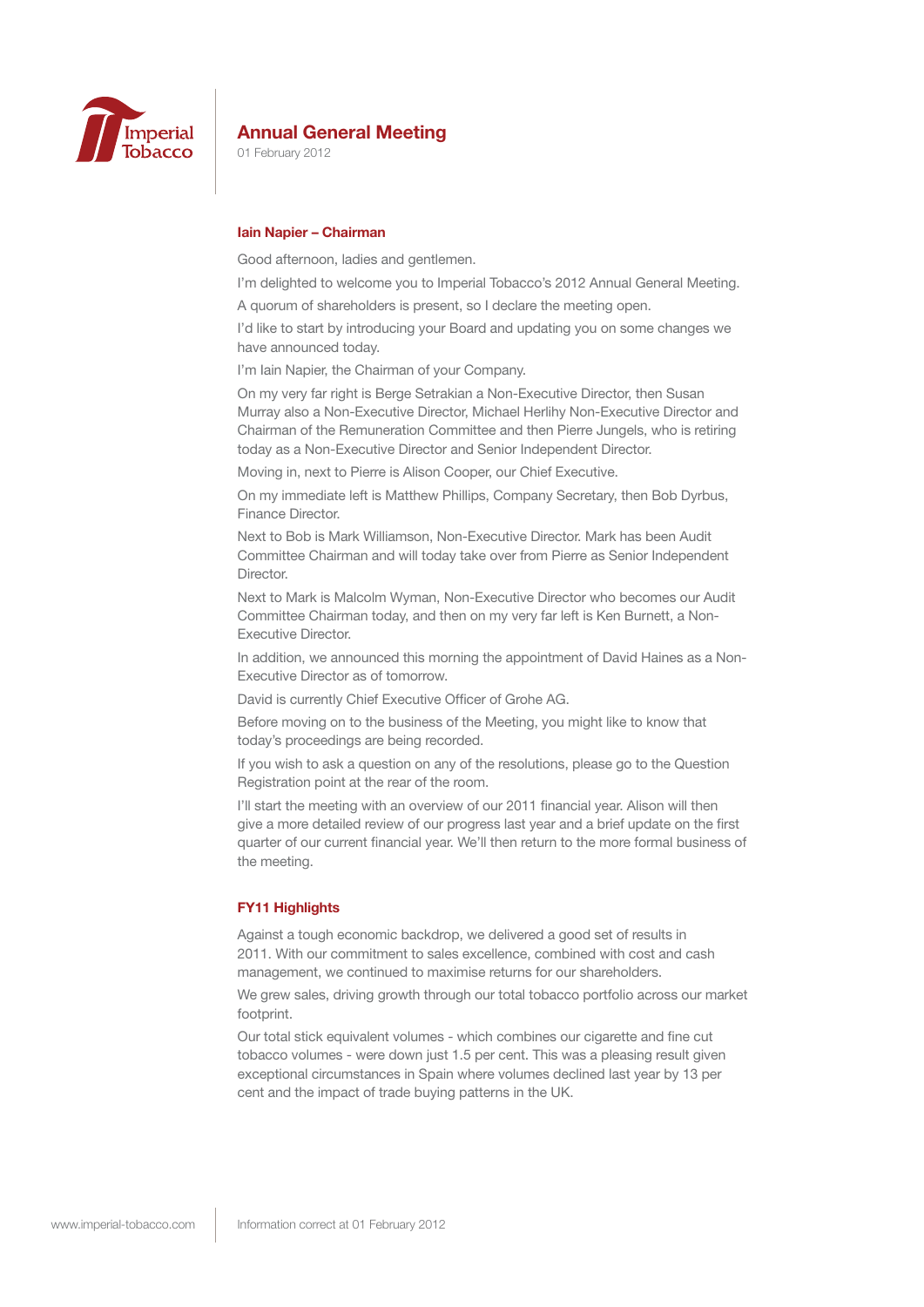# Annual General Meeting

01 February 2012

### Iain Napier – Chairman

Good afternoon, ladies and gentlemen.

I'm delighted to welcome you to Imperial Tobacco's 2012 Annual General Meeting.

A quorum of shareholders is present, so I declare the meeting open.

I'd like to start by introducing your Board and updating you on some changes we have announced today.

I'm Iain Napier, the Chairman of your Company.

On my very far right is Berge Setrakian a Non-Executive Director, then Susan Murray also a Non-Executive Director, Michael Herlihy Non-Executive Director and Chairman of the Remuneration Committee and then Pierre Jungels, who is retiring today as a Non-Executive Director and Senior Independent Director.

Moving in, next to Pierre is Alison Cooper, our Chief Executive.

On my immediate left is Matthew Phillips, Company Secretary, then Bob Dyrbus, Finance Director.

Next to Bob is Mark Williamson, Non-Executive Director. Mark has been Audit Committee Chairman and will today take over from Pierre as Senior Independent Director.

Next to Mark is Malcolm Wyman, Non-Executive Director who becomes our Audit Committee Chairman today, and then on my very far left is Ken Burnett, a Non-Executive Director.

In addition, we announced this morning the appointment of David Haines as a Non-Executive Director as of tomorrow.

David is currently Chief Executive Officer of Grohe AG.

Before moving on to the business of the Meeting, you might like to know that today's proceedings are being recorded.

If you wish to ask a question on any of the resolutions, please go to the Question Registration point at the rear of the room.

I'll start the meeting with an overview of our 2011 financial year. Alison will then give a more detailed review of our progress last year and a brief update on the first quarter of our current financial year. We'll then return to the more formal business of the meeting.

### FY11 Highlights

Against a tough economic backdrop, we delivered a good set of results in 2011. With our commitment to sales excellence, combined with cost and cash management, we continued to maximise returns for our shareholders.

We grew sales, driving growth through our total tobacco portfolio across our market footprint.

Our total stick equivalent volumes - which combines our cigarette and fine cut tobacco volumes - were down just 1.5 per cent. This was a pleasing result given exceptional circumstances in Spain where volumes declined last year by 13 per cent and the impact of trade buying patterns in the UK.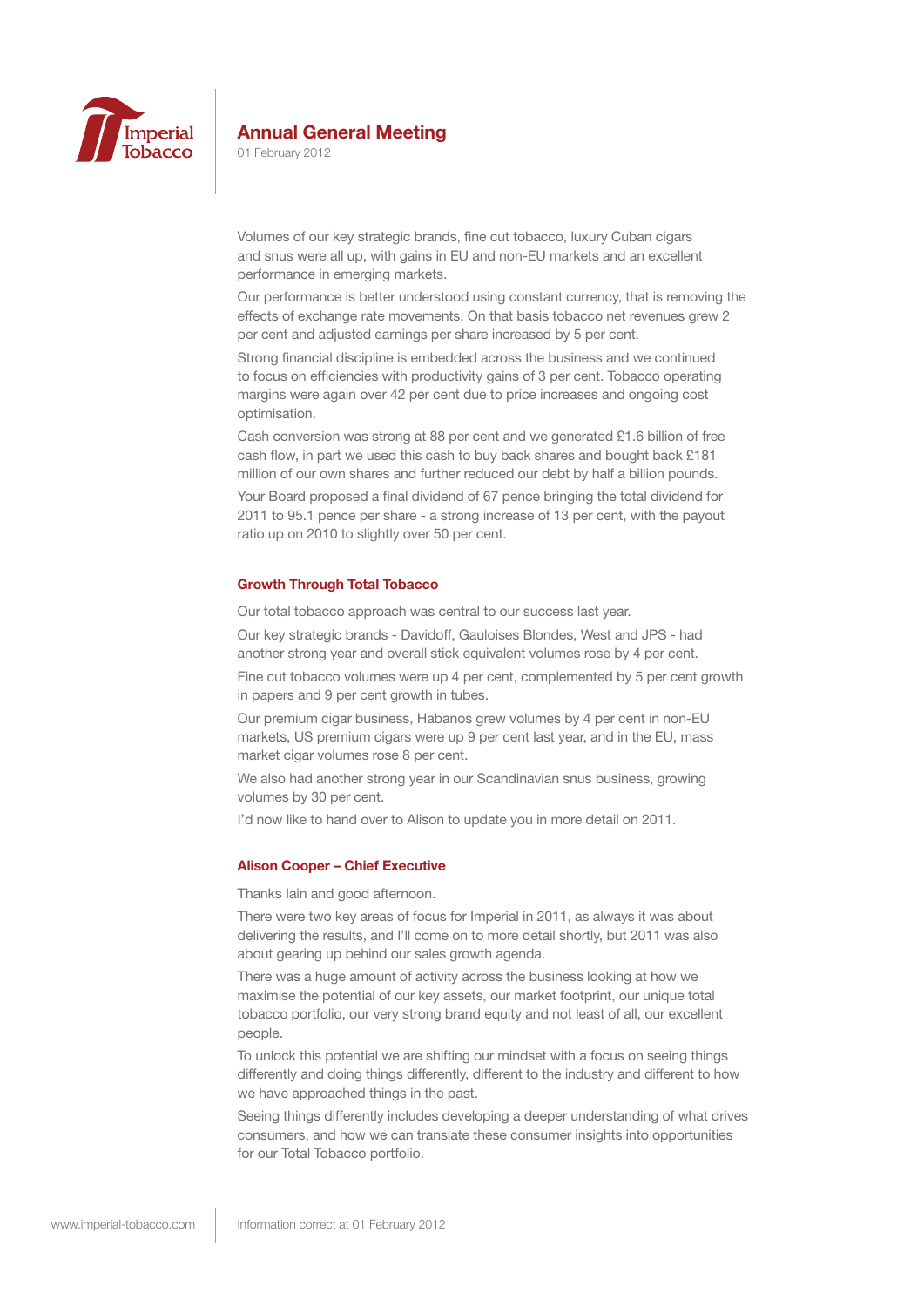Volumes of our key strategic brands, fine cut tobacco, luxury Cuban cigars and snus were all up, with gains in EU and non-EU markets and an excellent performance in emerging markets.

Our performance is better understood using constant currency, that is removing the effects of exchange rate movements. On that basis tobacco net revenues grew 2 per cent and adjusted earnings per share increased by 5 per cent.

Strong financial discipline is embedded across the business and we continued to focus on efficiencies with productivity gains of 3 per cent. Tobacco operating margins were again over 42 per cent due to price increases and ongoing cost optimisation.

Cash conversion was strong at 88 per cent and we generated £1.6 billion of free cash flow, in part we used this cash to buy back shares and bought back £181 million of our own shares and further reduced our debt by half a billion pounds.

Your Board proposed a final dividend of 67 pence bringing the total dividend for 2011 to 95.1 pence per share - a strong increase of 13 per cent, with the payout ratio up on 2010 to slightly over 50 per cent.

### Growth Through Total Tobacco

Our total tobacco approach was central to our success last year.

Our key strategic brands - Davidoff, Gauloises Blondes, West and JPS - had another strong year and overall stick equivalent volumes rose by 4 per cent.

Fine cut tobacco volumes were up 4 per cent, complemented by 5 per cent growth in papers and 9 per cent growth in tubes.

Our premium cigar business, Habanos grew volumes by 4 per cent in non-EU markets, US premium cigars were up 9 per cent last year, and in the EU, mass market cigar volumes rose 8 per cent.

We also had another strong year in our Scandinavian snus business, growing volumes by 30 per cent.

I'd now like to hand over to Alison to update you in more detail on 2011.

### Alison Cooper – Chief Executive

Thanks Iain and good afternoon.

There were two key areas of focus for Imperial in 2011, as always it was about delivering the results, and I'll come on to more detail shortly, but 2011 was also about gearing up behind our sales growth agenda.

There was a huge amount of activity across the business looking at how we maximise the potential of our key assets, our market footprint, our unique total tobacco portfolio, our very strong brand equity and not least of all, our excellent people.

To unlock this potential we are shifting our mindset with a focus on seeing things differently and doing things differently, different to the industry and different to how we have approached things in the past.

Seeing things differently includes developing a deeper understanding of what drives consumers, and how we can translate these consumer insights into opportunities for our Total Tobacco portfolio.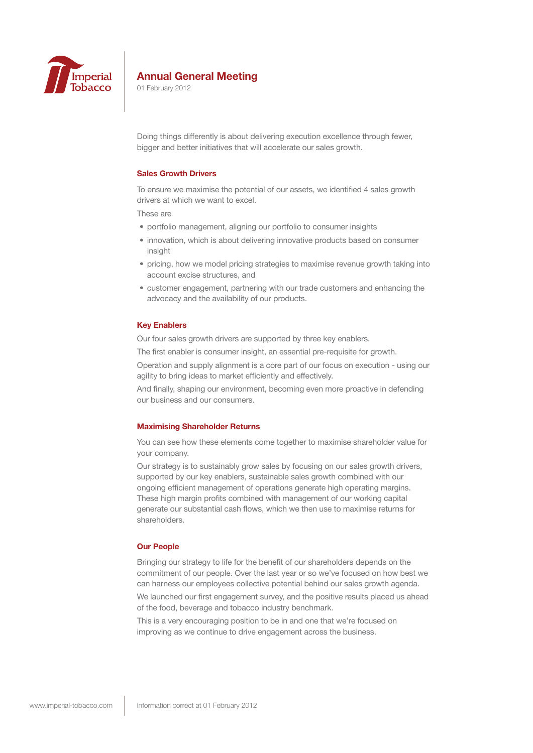# Annual General Meeting

01 February 2012

Doing things differently is about delivering execution excellence through fewer, bigger and better initiatives that will accelerate our sales growth.

## Sales Growth Drivers

To ensure we maximise the potential of our assets, we identified 4 sales growth drivers at which we want to excel.

These are

- portfolio management, aligning our portfolio to consumer insights
- innovation, which is about delivering innovative products based on consumer insight
- pricing, how we model pricing strategies to maximise revenue growth taking into account excise structures, and
- customer engagement, partnering with our trade customers and enhancing the advocacy and the availability of our products.

## Key Enablers

Our four sales growth drivers are supported by three key enablers.

The first enabler is consumer insight, an essential pre-requisite for growth.

Operation and supply alignment is a core part of our focus on execution - using our agility to bring ideas to market efficiently and effectively.

And finally, shaping our environment, becoming even more proactive in defending our business and our consumers.

## Maximising Shareholder Returns

You can see how these elements come together to maximise shareholder value for your company.

Our strategy is to sustainably grow sales by focusing on our sales growth drivers, supported by our key enablers, sustainable sales growth combined with our ongoing efficient management of operations generate high operating margins. These high margin profits combined with management of our working capital generate our substantial cash flows, which we then use to maximise returns for shareholders.

## Our People

Bringing our strategy to life for the benefit of our shareholders depends on the commitment of our people. Over the last year or so we've focused on how best we can harness our employees collective potential behind our sales growth agenda.

We launched our first engagement survey, and the positive results placed us ahead of the food, beverage and tobacco industry benchmark.

This is a very encouraging position to be in and one that we're focused on improving as we continue to drive engagement across the business.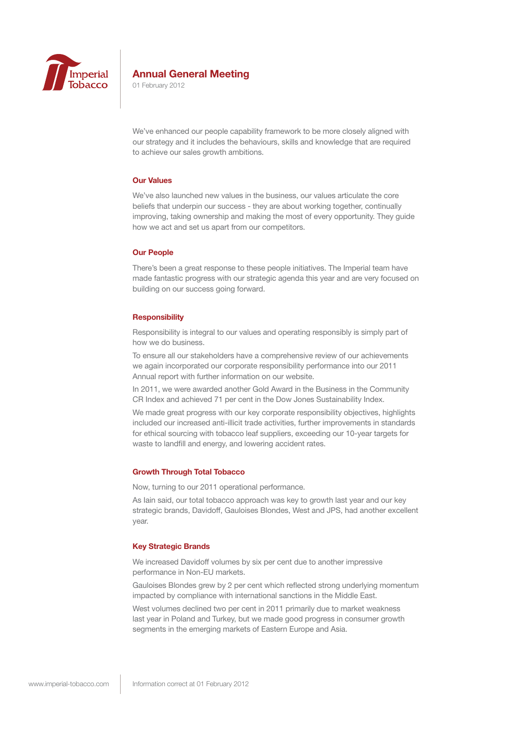We've enhanced our people capability framework to be more closely aligned with our strategy and it includes the behaviours, skills and knowledge that are required to achieve our sales growth ambitions.

## Our Values

We've also launched new values in the business, our values articulate the core beliefs that underpin our success - they are about working together, continually improving, taking ownership and making the most of every opportunity. They guide how we act and set us apart from our competitors.

## Our People

There's been a great response to these people initiatives. The Imperial team have made fantastic progress with our strategic agenda this year and are very focused on building on our success going forward.

## Responsibility

Responsibility is integral to our values and operating responsibly is simply part of how we do business.

To ensure all our stakeholders have a comprehensive review of our achievements we again incorporated our corporate responsibility performance into our 2011 Annual report with further information on our website.

In 2011, we were awarded another Gold Award in the Business in the Community CR Index and achieved 71 per cent in the Dow Jones Sustainability Index.

We made great progress with our key corporate responsibility objectives, highlights included our increased anti-illicit trade activities, further improvements in standards for ethical sourcing with tobacco leaf suppliers, exceeding our 10-year targets for waste to landfill and energy, and lowering accident rates.

## Growth Through Total Tobacco

Now, turning to our 2011 operational performance.

As Iain said, our total tobacco approach was key to growth last year and our key strategic brands, Davidoff, Gauloises Blondes, West and JPS, had another excellent year.

## Key Strategic Brands

We increased Davidoff volumes by six per cent due to another impressive performance in Non-EU markets.

Gauloises Blondes grew by 2 per cent which reflected strong underlying momentum impacted by compliance with international sanctions in the Middle East.

West volumes declined two per cent in 2011 primarily due to market weakness last year in Poland and Turkey, but we made good progress in consumer growth segments in the emerging markets of Eastern Europe and Asia.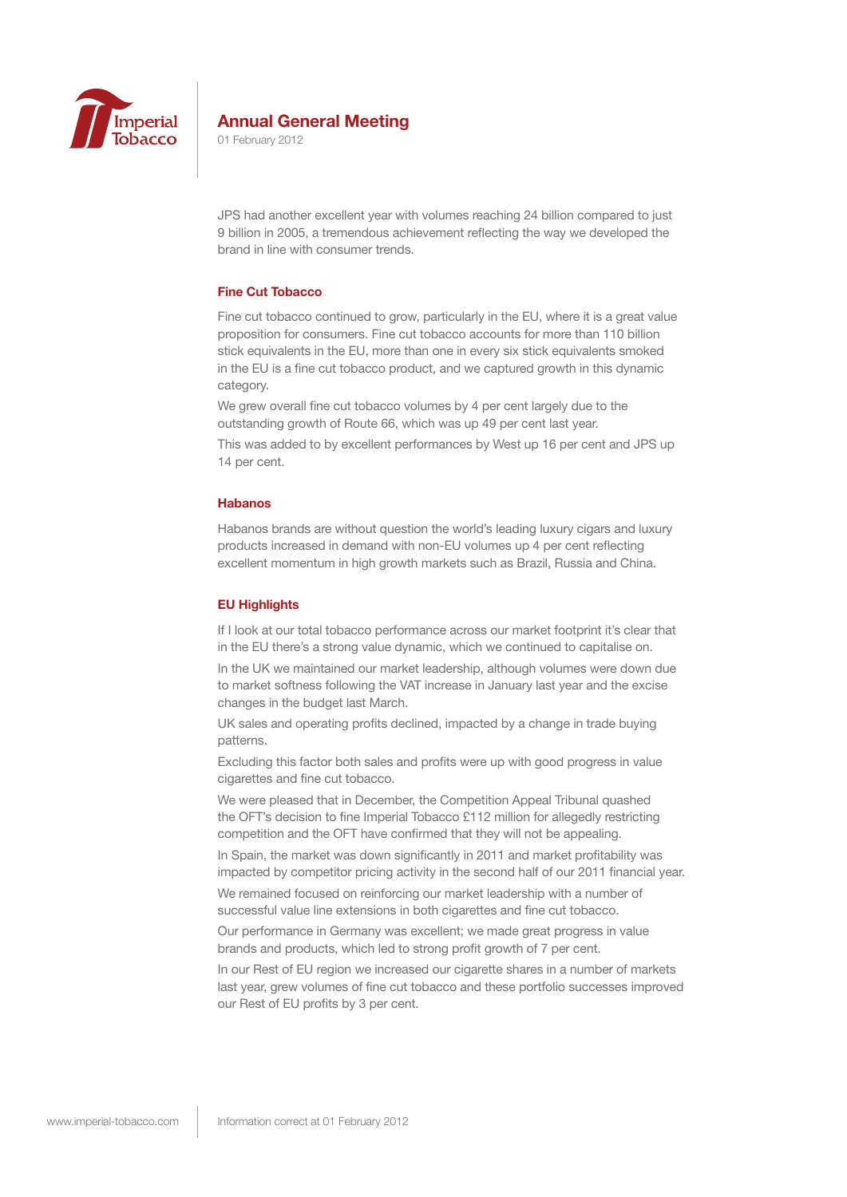JPS had another excellent year with volumes reaching 24 billion compared to just 9 billion in 2005, a tremendous achievement reflecting the way we developed the brand in line with consumer trends.

## Fine Cut Tobacco

Fine cut tobacco continued to grow, particularly in the EU, where it is a great value proposition for consumers. Fine cut tobacco accounts for more than 110 billion stick equivalents in the EU, more than one in every six stick equivalents smoked in the EU is a fine cut tobacco product, and we captured growth in this dynamic category.

We grew overall fine cut tobacco volumes by 4 per cent largely due to the outstanding growth of Route 66, which was up 49 per cent last year.

This was added to by excellent performances by West up 16 per cent and JPS up 14 per cent.

## Habanos

Habanos brands are without question the world's leading luxury cigars and luxury products increased in demand with non-EU volumes up 4 per cent reflecting excellent momentum in high growth markets such as Brazil, Russia and China.

## EU Highlights

If I look at our total tobacco performance across our market footprint it's clear that in the EU there's a strong value dynamic, which we continued to capitalise on.

In the UK we maintained our market leadership, although volumes were down due to market softness following the VAT increase in January last year and the excise changes in the budget last March.

UK sales and operating profits declined, impacted by a change in trade buying patterns.

Excluding this factor both sales and profits were up with good progress in value cigarettes and fine cut tobacco.

We were pleased that in December, the Competition Appeal Tribunal quashed the OFT's decision to fine Imperial Tobacco £112 million for allegedly restricting competition and the OFT have confirmed that they will not be appealing.

In Spain, the market was down significantly in 2011 and market profitability was impacted by competitor pricing activity in the second half of our 2011 financial year.

We remained focused on reinforcing our market leadership with a number of successful value line extensions in both cigarettes and fine cut tobacco.

Our performance in Germany was excellent; we made great progress in value brands and products, which led to strong profit growth of 7 per cent.

In our Rest of EU region we increased our cigarette shares in a number of markets last year, grew volumes of fine cut tobacco and these portfolio successes improved our Rest of EU profits by 3 per cent.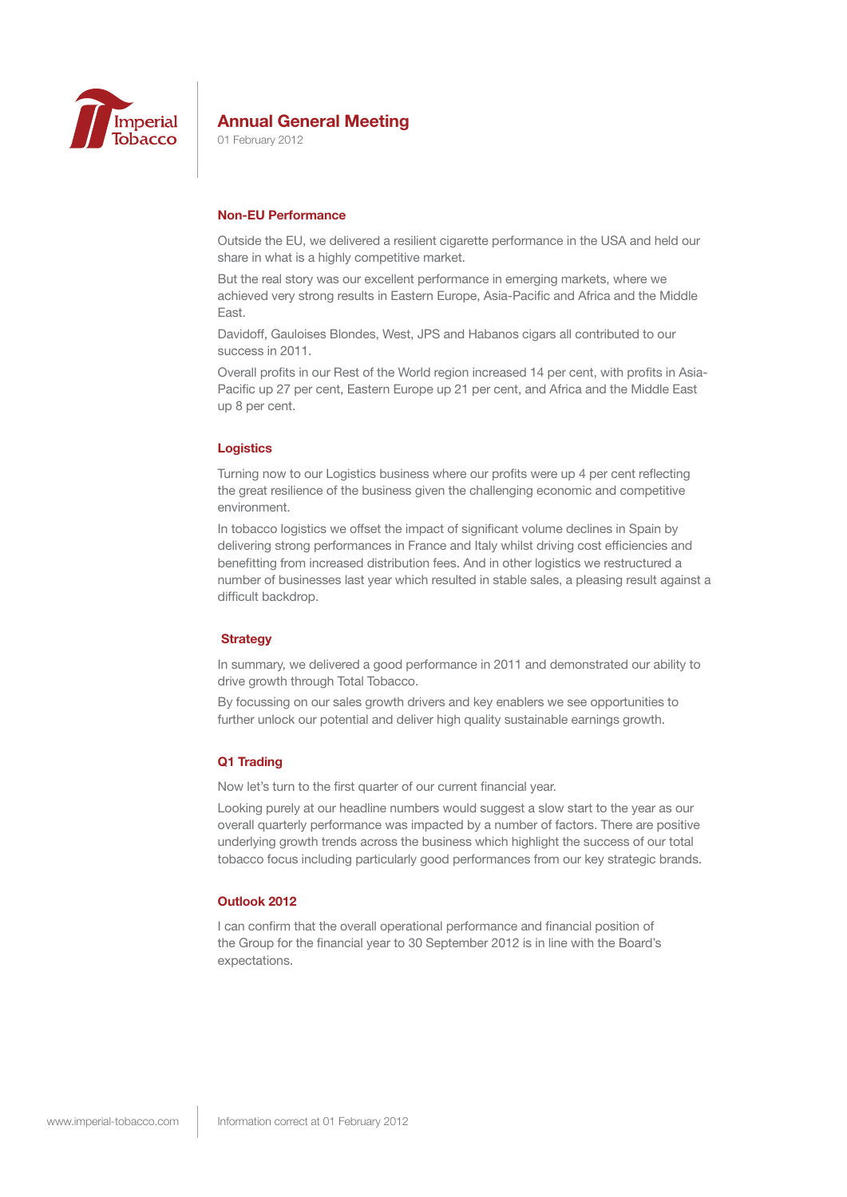## Non-EU Performance

Outside the EU, we delivered a resilient cigarette performance in the USA and held our share in what is a highly competitive market.

But the real story was our excellent performance in emerging markets, where we achieved very strong results in Eastern Europe, Asia-Pacific and Africa and the Middle East.

Davidoff, Gauloises Blondes, West, JPS and Habanos cigars all contributed to our success in 2011.

Overall profits in our Rest of the World region increased 14 per cent, with profits in Asia-Pacific up 27 per cent, Eastern Europe up 21 per cent, and Africa and the Middle East up 8 per cent.

## Logistics

Turning now to our Logistics business where our profits were up 4 per cent reflecting the great resilience of the business given the challenging economic and competitive environment.

In tobacco logistics we offset the impact of significant volume declines in Spain by delivering strong performances in France and Italy whilst driving cost efficiencies and benefitting from increased distribution fees. And in other logistics we restructured a number of businesses last year which resulted in stable sales, a pleasing result against a difficult backdrop.

## Strategy

In summary, we delivered a good performance in 2011 and demonstrated our ability to drive growth through Total Tobacco.

By focussing on our sales growth drivers and key enablers we see opportunities to further unlock our potential and deliver high quality sustainable earnings growth.

## Q1 Trading

Now let's turn to the first quarter of our current financial year.

Looking purely at our headline numbers would suggest a slow start to the year as our overall quarterly performance was impacted by a number of factors. There are positive underlying growth trends across the business which highlight the success of our total tobacco focus including particularly good performances from our key strategic brands.

## Outlook 2012

I can confirm that the overall operational performance and financial position of the Group for the financial year to 30 September 2012 is in line with the Board's expectations.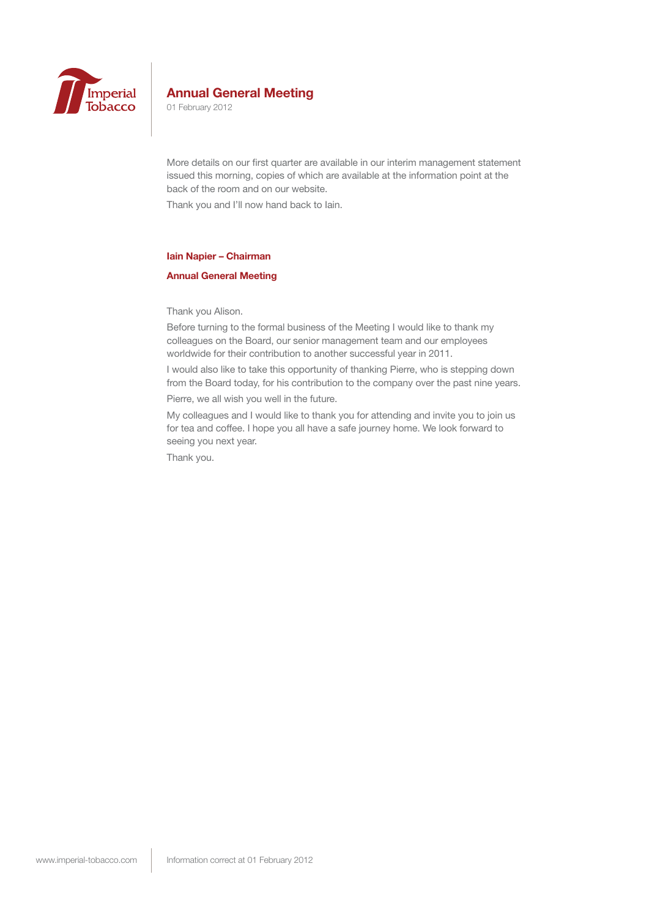More details on our first quarter are available in our interim management statement issued this morning, copies of which are available at the information point at the back of the room and on our website.

Thank you and I'll now hand back to Iain.

**Iain Napier – Chairman**

**Annual General Meeting**

Thank you Alison.

Before turning to the formal business of the Meeting I would like to thank my colleagues on the Board, our senior management team and our employees worldwide for their contribution to another successful year in 2011.

I would also like to take this opportunity of thanking Pierre, who is stepping down from the Board today, for his contribution to the company over the past nine years.

Pierre, we all wish you well in the future.

My colleagues and I would like to thank you for attending and invite you to join us for tea and coffee. I hope you all have a safe journey home. We look forward to seeing you next year.

Thank you.